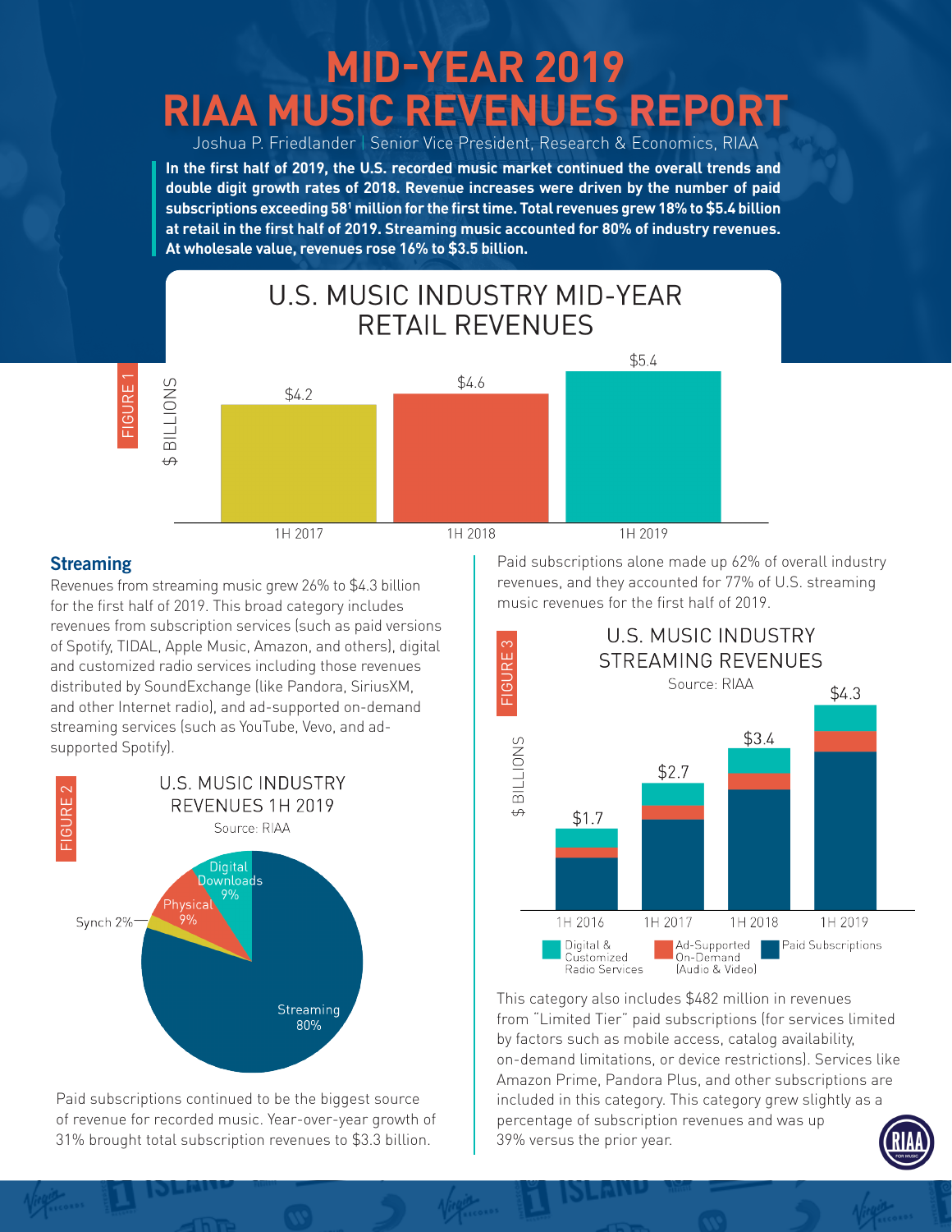# MID-YEAR 2019 RIAA MUSIC REVENUES REPORT

Joshua P. Friedlander | Senior Vice President, Research & Economics, RIAA

**In the first half of 2019, the U.S. recorded music market continued the overall trends and double digit growth rates of 2018. Revenue increases were driven by the number of paid subscriptions exceeding 58[1] million for the first time. Total revenues grew 18% to $5.4 billion at retail in the first half of 2019. Streaming music accounted for 80% of industry revenues. At wholesale value, revenues rose 16% to $3.5 billion.**

FIGURE 1

U.S. MUSIC INDUSTRY MID-YEAR RETAIL REVENUES

| | $ BILLIONS |
|---|---|
| 1H 2017 | $4.2 |
| 1H 2018 | $4.6 |
| 1H 2019 | $5.4 |

## Streaming

Revenues from streaming music grew 26% to $4.3 billion for the first half of 2019. This broad category includes revenues from subscription services (such as paid versions of Spotify, TIDAL, Apple Music, Amazon, and others), digital and customized radio services including those revenues distributed by SoundExchange (like Pandora, SiriusXM, and other Internet radio), and ad-supported on-demand streaming services (such as YouTube, Vevo, and ad-supported Spotify).

FIGURE 2

U.S. MUSIC INDUSTRY REVENUES 1H 2019

Source: RIAA

| Category | Share |
|---|---|
| Streaming | 80% |
| Digital Downloads | 9% |
| Physical | 9% |
| Synch | 2% |

Paid subscriptions continued to be the biggest source of revenue for recorded music. Year-over-year growth of 31% brought total subscription revenues to $3.3 billion.

Paid subscriptions alone made up 62% of overall industry revenues, and they accounted for 77% of U.S. streaming music revenues for the first half of 2019.

FIGURE 3

U.S. MUSIC INDUSTRY STREAMING REVENUES

Source: RIAA

| | Total ($ BILLIONS) |
|---|---|
| 1H 2016 | $1.7 |
| 1H 2017 | $2.7 |
| 1H 2018 | $3.4 |
| 1H 2019 | $4.3 |

Legend: Digital & Customized Radio Services; Ad-Supported On-Demand (Audio & Video); Paid Subscriptions

This category also includes $482 million in revenues from "Limited Tier" paid subscriptions (for services limited by factors such as mobile access, catalog availability, on-demand limitations, or device restrictions). Services like Amazon Prime, Pandora Plus, and other subscriptions are included in this category. This category grew slightly as a percentage of subscription revenues and was up 39% versus the prior year.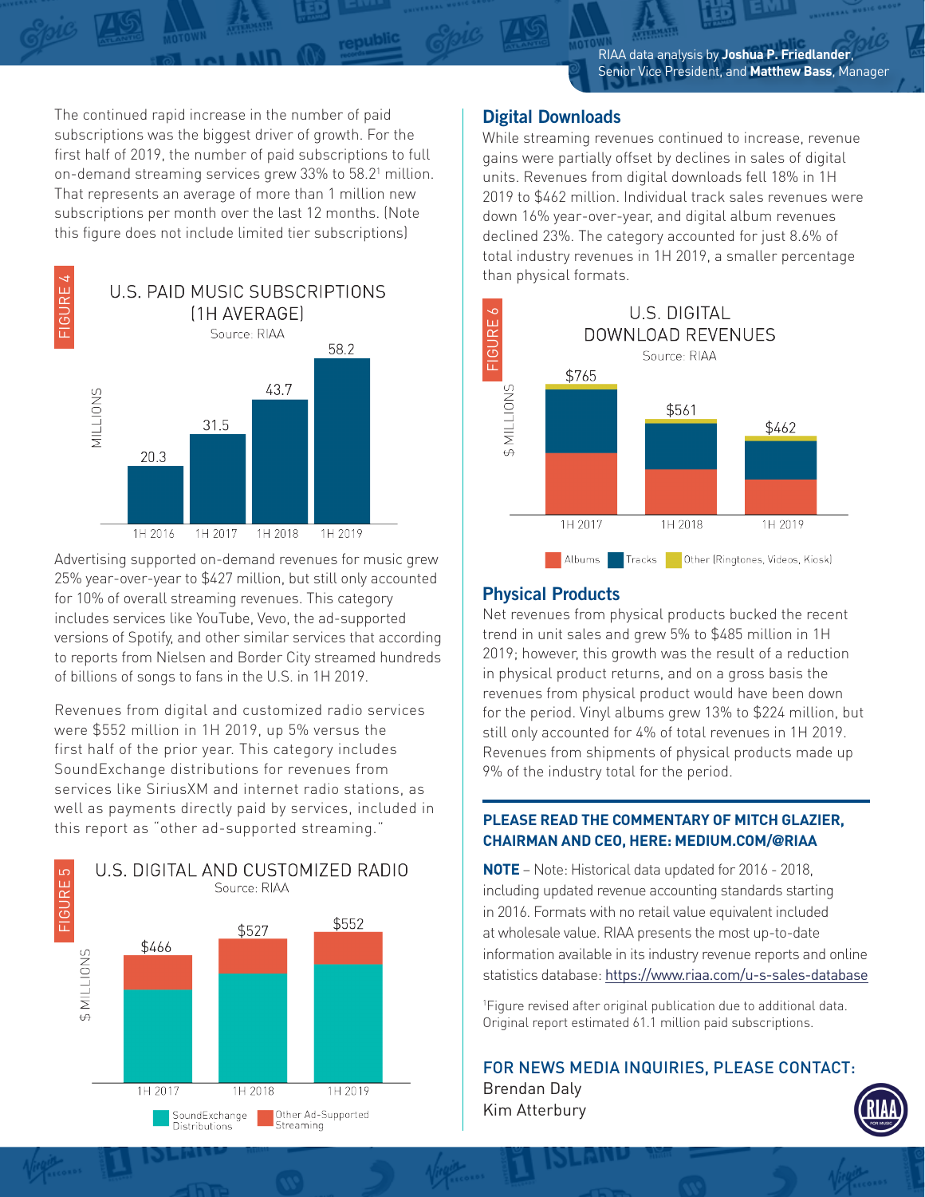RIAA data analysis by **Joshua P. Friedlander**, Senior Vice President, and **Matthew Bass**, Manager

The continued rapid increase in the number of paid subscriptions was the biggest driver of growth. For the first half of 2019, the number of paid subscriptions to full on-demand streaming services grew 33% to 58.2[1] million. That represents an average of more than 1 million new subscriptions per month over the last 12 months. (Note this figure does not include limited tier subscriptions)

FIGURE 4

U.S. PAID MUSIC SUBSCRIPTIONS (1H AVERAGE)

Source: RIAA

| | 1H 2016 | 1H 2017 | 1H 2018 | 1H 2019 |
|---|---|---|---|---|
| MILLIONS | 20.3 | 31.5 | 43.7 | 58.2 |

Advertising supported on-demand revenues for music grew 25% year-over-year to $427 million, but still only accounted for 10% of overall streaming revenues. This category includes services like YouTube, Vevo, the ad-supported versions of Spotify, and other similar services that according to reports from Nielsen and Border City streamed hundreds of billions of songs to fans in the U.S. in 1H 2019.

Revenues from digital and customized radio services were $552 million in 1H 2019, up 5% versus the first half of the prior year. This category includes SoundExchange distributions for revenues from services like SiriusXM and internet radio stations, as well as payments directly paid by services, included in this report as "other ad-supported streaming."

FIGURE 5

U.S. DIGITAL AND CUSTOMIZED RADIO

Source: RIAA

| $ MILLIONS | 1H 2017 | 1H 2018 | 1H 2019 |
|---|---|---|---|
| Total | $466 | $527 | $552 |

SoundExchange Distributions / Other Ad-Supported Streaming

## Digital Downloads

While streaming revenues continued to increase, revenue gains were partially offset by declines in sales of digital units. Revenues from digital downloads fell 18% in 1H 2019 to $462 million. Individual track sales revenues were down 16% year-over-year, and digital album revenues declined 23%. The category accounted for just 8.6% of total industry revenues in 1H 2019, a smaller percentage than physical formats.

FIGURE 6

U.S. DIGITAL DOWNLOAD REVENUES

Source: RIAA

| $ MILLIONS | 1H 2017 | 1H 2018 | 1H 2019 |
|---|---|---|---|
| Total | $765 | $561 | $462 |

Albums / Tracks / Other (Ringtones, Videos, Kiosk)

## Physical Products

Net revenues from physical products bucked the recent trend in unit sales and grew 5% to $485 million in 1H 2019; however, this growth was the result of a reduction in physical product returns, and on a gross basis the revenues from physical product would have been down for the period. Vinyl albums grew 13% to $224 million, but still only accounted for 4% of total revenues in 1H 2019. Revenues from shipments of physical products made up 9% of the industry total for the period.

**PLEASE READ THE COMMENTARY OF MITCH GLAZIER, CHAIRMAN AND CEO, HERE: MEDIUM.COM/@RIAA**

**NOTE** – Note: Historical data updated for 2016 - 2018, including updated revenue accounting standards starting in 2016. Formats with no retail value equivalent included at wholesale value. RIAA presents the most up-to-date information available in its industry revenue reports and online statistics database: https://www.riaa.com/u-s-sales-database

[1]Figure revised after original publication due to additional data. Original report estimated 61.1 million paid subscriptions.

FOR NEWS MEDIA INQUIRIES, PLEASE CONTACT:

Brendan Daly

Kim Atterbury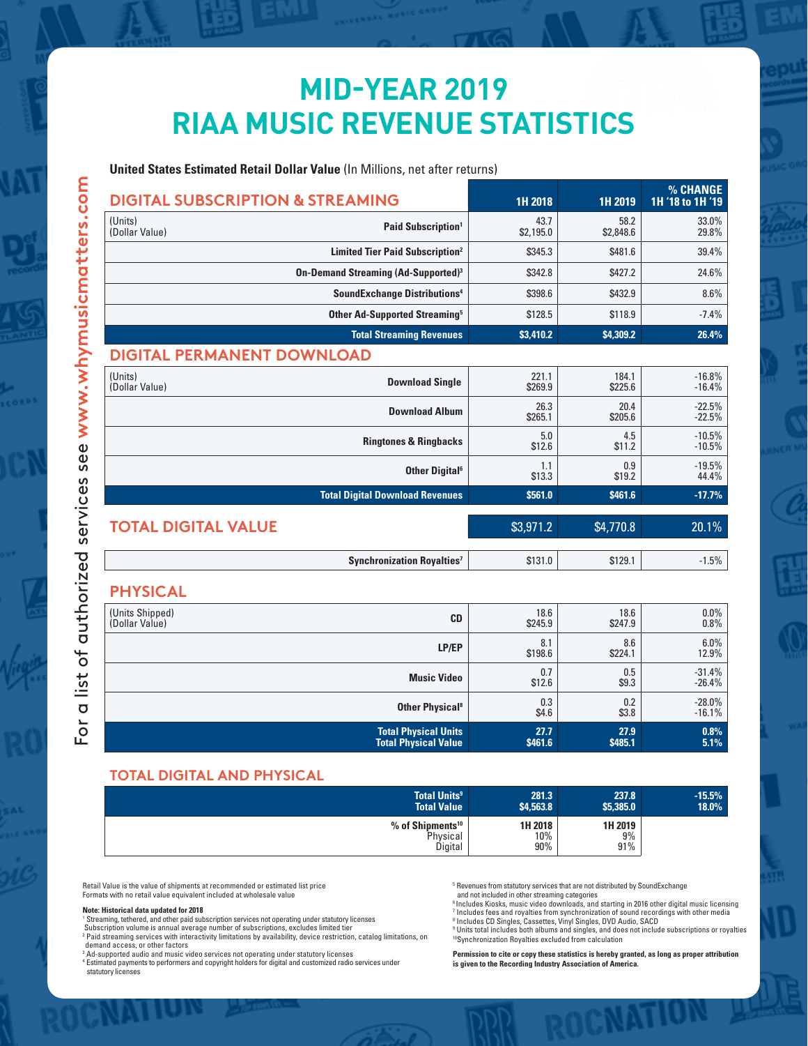# MID-YEAR 2019 RIAA MUSIC REVENUE STATISTICS

For a list of authorized services see www.whymusicmatters.com

**United States Estimated Retail Dollar Value** (In Millions, net after returns)

| DIGITAL SUBSCRIPTION & STREAMING | | 1H 2018 | 1H 2019 | % CHANGE 1H '18 to 1H '19 |
|---|---|---|---|---|
| (Units)<br>(Dollar Value) | **Paid Subscription**[1] | 43.7<br>$2,195.0 | 58.2<br>$2,848.6 | 33.0%<br>29.8% |
| | **Limited Tier Paid Subscription**[2] | $345.3 | $481.6 | 39.4% |
| | **On-Demand Streaming (Ad-Supported)**[3] | $342.8 | $427.2 | 24.6% |
| | **SoundExchange Distributions**[4] | $398.6 | $432.9 | 8.6% |
| | **Other Ad-Supported Streaming**[5] | $128.5 | $118.9 | -7.4% |
| | **Total Streaming Revenues** | **$3,410.2** | **$4,309.2** | **26.4%** |
| **DIGITAL PERMANENT DOWNLOAD** | | | | |
| (Units)<br>(Dollar Value) | **Download Single** | 221.1<br>$269.9 | 184.1<br>$225.6 | -16.8%<br>-16.4% |
| | **Download Album** | 26.3<br>$265.1 | 20.4<br>$205.6 | -22.5%<br>-22.5% |
| | **Ringtones & Ringbacks** | 5.0<br>$12.6 | 4.5<br>$11.2 | -10.5%<br>-10.5% |
| | **Other Digital**[6] | 1.1<br>$13.3 | 0.9<br>$19.2 | -19.5%<br>44.4% |
| | **Total Digital Download Revenues** | **$561.0** | **$461.6** | **-17.7%** |
| **TOTAL DIGITAL VALUE** | | $3,971.2 | $4,770.8 | 20.1% |
| | **Synchronization Royalties**[7] | $131.0 | $129.1 | -1.5% |
| **PHYSICAL** | | | | |
| (Units Shipped)<br>(Dollar Value) | **CD** | 18.6<br>$245.9 | 18.6<br>$247.9 | 0.0%<br>0.8% |
| | **LP/EP** | 8.1<br>$198.6 | 8.6<br>$224.1 | 6.0%<br>12.9% |
| | **Music Video** | 0.7<br>$12.6 | 0.5<br>$9.3 | -31.4%<br>-26.4% |
| | **Other Physical**[8] | 0.3<br>$4.6 | 0.2<br>$3.8 | -28.0%<br>-16.1% |
| | **Total Physical Units**<br>**Total Physical Value** | **27.7**<br>**$461.6** | **27.9**<br>**$485.1** | **0.8%**<br>**5.1%** |
| **TOTAL DIGITAL AND PHYSICAL** | | | | |
| | **Total Units**[9]<br>**Total Value** | **281.3**<br>**$4,563.8** | **237.8**<br>**$5,385.0** | **-15.5%**<br>**18.0%** |
| | **% of Shipments**[10]<br>Physical<br>Digital | **1H 2018**<br>10%<br>90% | **1H 2019**<br>9%<br>91% | |

Retail Value is the value of shipments at recommended or estimated list price
Formats with no retail value equivalent included at wholesale value

**Note: Historical data updated for 2018**

[1] Streaming, tethered, and other paid subscription services not operating under statutory licenses
Subscription volume is annual average number of subscriptions, excludes limited tier
[2] Paid streaming services with interactivity limitations by availability, device restriction, catalog limitations, on demand access, or other factors
[3] Ad-supported audio and music video services not operating under statutory licenses
[4] Estimated payments to performers and copyright holders for digital and customized radio services under statutory licenses
[5] Revenues from statutory services that are not distributed by SoundExchange and not included in other streaming categories
[6] Includes Kiosks, music video downloads, and starting in 2016 other digital music licensing
[7] Includes fees and royalties from synchronization of sound recordings with other media
[8] Includes CD Singles, Cassettes, Vinyl Singles, DVD Audio, SACD
[9] Units total includes both albums and singles, and does not include subscriptions or royalties
[10] Synchronization Royalties excluded from calculation

**Permission to cite or copy these statistics is hereby granted, as long as proper attribution is given to the Recording Industry Association of America.**